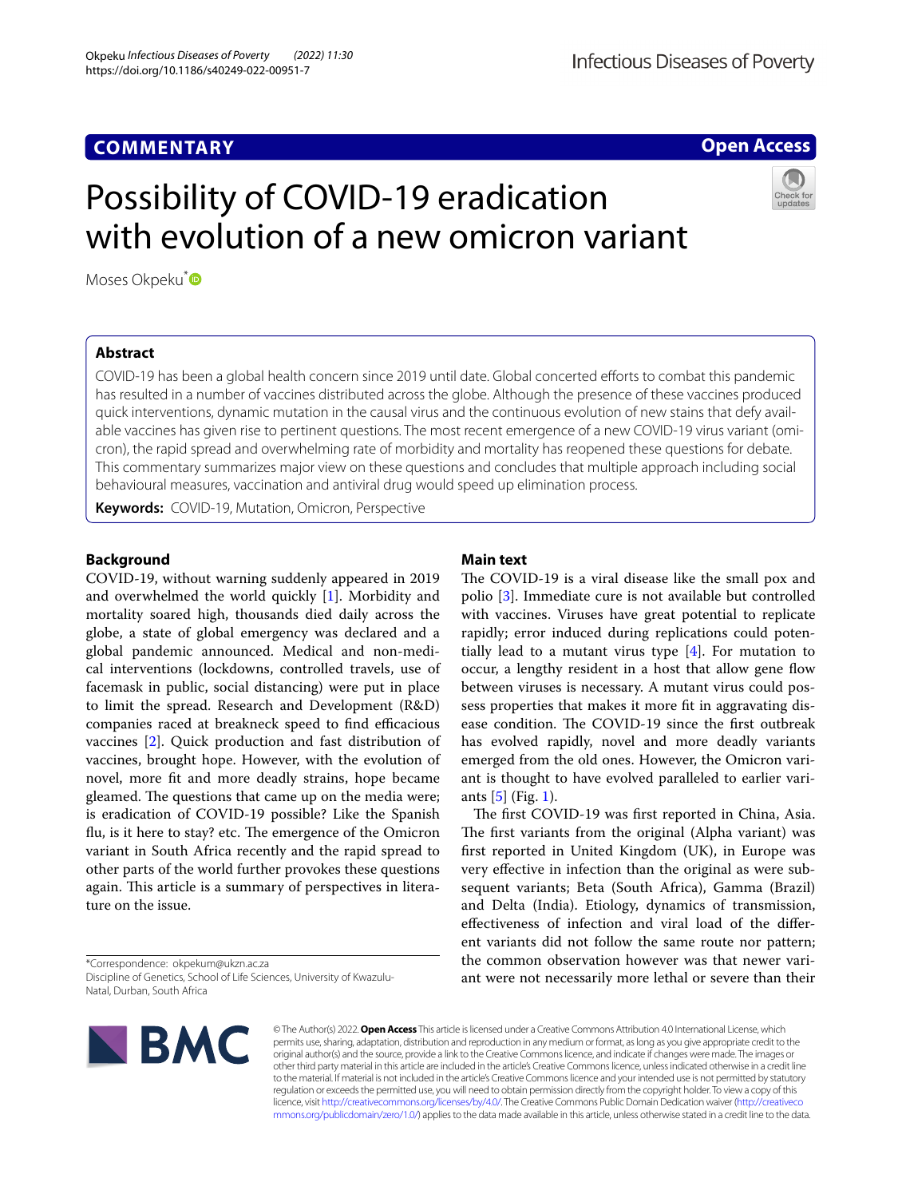COMMENTARY

Open Access

# Possibility of COVID-19 eradication with evolution of a new omicron variant

Moses Okpeku*

## Abstract

COVID-19 has been a global health concern since 2019 until date. Global concerted efforts to combat this pandemic has resulted in a number of vaccines distributed across the globe. Although the presence of these vaccines produced quick interventions, dynamic mutation in the causal virus and the continuous evolution of new stains that defy available vaccines has given rise to pertinent questions. The most recent emergence of a new COVID-19 virus variant (omicron), the rapid spread and overwhelming rate of morbidity and mortality has reopened these questions for debate. This commentary summarizes major view on these questions and concludes that multiple approach including social behavioural measures, vaccination and antiviral drug would speed up elimination process.

**Keywords:** COVID-19, Mutation, Omicron, Perspective

## Background

COVID-19, without warning suddenly appeared in 2019 and overwhelmed the world quickly [1]. Morbidity and mortality soared high, thousands died daily across the globe, a state of global emergency was declared and a global pandemic announced. Medical and non-medical interventions (lockdowns, controlled travels, use of facemask in public, social distancing) were put in place to limit the spread. Research and Development (R&D) companies raced at breakneck speed to find efficacious vaccines [2]. Quick production and fast distribution of vaccines, brought hope. However, with the evolution of novel, more fit and more deadly strains, hope became gleamed. The questions that came up on the media were; is eradication of COVID-19 possible? Like the Spanish flu, is it here to stay? etc. The emergence of the Omicron variant in South Africa recently and the rapid spread to other parts of the world further provokes these questions again. This article is a summary of perspectives in literature on the issue.

## Main text

The COVID-19 is a viral disease like the small pox and polio [3]. Immediate cure is not available but controlled with vaccines. Viruses have great potential to replicate rapidly; error induced during replications could potentially lead to a mutant virus type [4]. For mutation to occur, a lengthy resident in a host that allow gene flow between viruses is necessary. A mutant virus could possess properties that makes it more fit in aggravating disease condition. The COVID-19 since the first outbreak has evolved rapidly, novel and more deadly variants emerged from the old ones. However, the Omicron variant is thought to have evolved paralleled to earlier variants [5] (Fig. 1).

The first COVID-19 was first reported in China, Asia. The first variants from the original (Alpha variant) was first reported in United Kingdom (UK), in Europe was very effective in infection than the original as were subsequent variants; Beta (South Africa), Gamma (Brazil) and Delta (India). Etiology, dynamics of transmission, effectiveness of infection and viral load of the different variants did not follow the same route nor pattern; the common observation however was that newer variant were not necessarily more lethal or severe than their

*Correspondence: okpekum@ukzn.ac.za
Discipline of Genetics, School of Life Sciences, University of Kwazulu-Natal, Durban, South Africa

© The Author(s) 2022. **Open Access** This article is licensed under a Creative Commons Attribution 4.0 International License, which permits use, sharing, adaptation, distribution and reproduction in any medium or format, as long as you give appropriate credit to the original author(s) and the source, provide a link to the Creative Commons licence, and indicate if changes were made. The images or other third party material in this article are included in the article's Creative Commons licence, unless indicated otherwise in a credit line to the material. If material is not included in the article's Creative Commons licence and your intended use is not permitted by statutory regulation or exceeds the permitted use, you will need to obtain permission directly from the copyright holder. To view a copy of this licence, visit http://creativecommons.org/licenses/by/4.0/. The Creative Commons Public Domain Dedication waiver (http://creativecommons.org/publicdomain/zero/1.0/) applies to the data made available in this article, unless otherwise stated in a credit line to the data.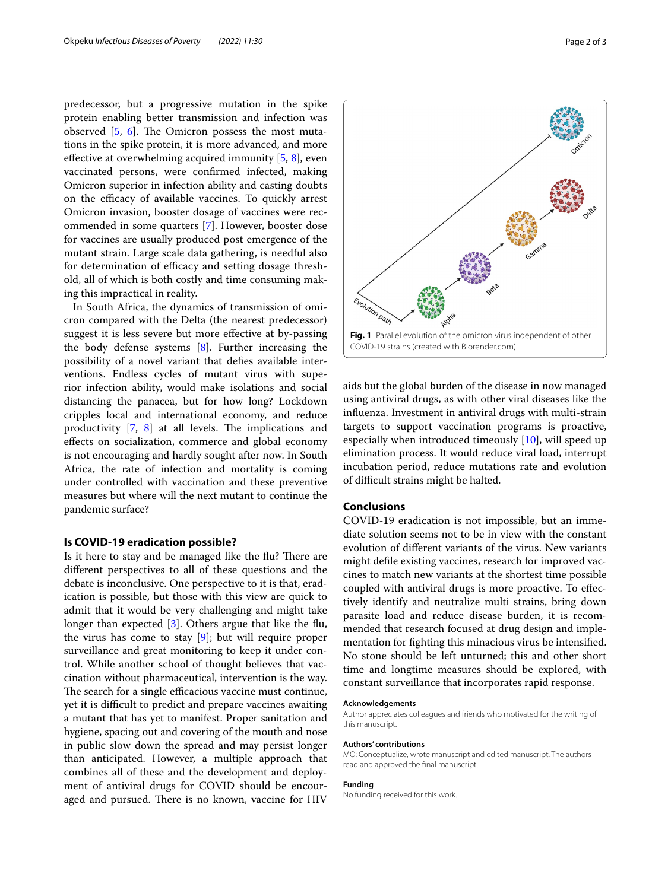predecessor, but a progressive mutation in the spike protein enabling better transmission and infection was observed [5, 6]. The Omicron possess the most mutations in the spike protein, it is more advanced, and more effective at overwhelming acquired immunity [5, 8], even vaccinated persons, were confirmed infected, making Omicron superior in infection ability and casting doubts on the efficacy of available vaccines. To quickly arrest Omicron invasion, booster dosage of vaccines were recommended in some quarters [7]. However, booster dose for vaccines are usually produced post emergence of the mutant strain. Large scale data gathering, is needful also for determination of efficacy and setting dosage threshold, all of which is both costly and time consuming making this impractical in reality.

In South Africa, the dynamics of transmission of omicron compared with the Delta (the nearest predecessor) suggest it is less severe but more effective at by-passing the body defense systems [8]. Further increasing the possibility of a novel variant that defies available interventions. Endless cycles of mutant virus with superior infection ability, would make isolations and social distancing the panacea, but for how long? Lockdown cripples local and international economy, and reduce productivity [7, 8] at all levels. The implications and effects on socialization, commerce and global economy is not encouraging and hardly sought after now. In South Africa, the rate of infection and mortality is coming under controlled with vaccination and these preventive measures but where will the next mutant to continue the pandemic surface?

Evolution path
Alpha
Beta
Gamma
Delta
Omicron

**Fig. 1** Parallel evolution of the omicron virus independent of other COVID-19 strains (created with Biorender.com)

## Is COVID-19 eradication possible?

Is it here to stay and be managed like the flu? There are different perspectives to all of these questions and the debate is inconclusive. One perspective to it is that, eradication is possible, but those with this view are quick to admit that it would be very challenging and might take longer than expected [3]. Others argue that like the flu, the virus has come to stay [9]; but will require proper surveillance and great monitoring to keep it under control. While another school of thought believes that vaccination without pharmaceutical, intervention is the way. The search for a single efficacious vaccine must continue, yet it is difficult to predict and prepare vaccines awaiting a mutant that has yet to manifest. Proper sanitation and hygiene, spacing out and covering of the mouth and nose in public slow down the spread and may persist longer than anticipated. However, a multiple approach that combines all of these and the development and deployment of antiviral drugs for COVID should be encouraged and pursued. There is no known, vaccine for HIV aids but the global burden of the disease in now managed using antiviral drugs, as with other viral diseases like the influenza. Investment in antiviral drugs with multi-strain targets to support vaccination programs is proactive, especially when introduced timeously [10], will speed up elimination process. It would reduce viral load, interrupt incubation period, reduce mutations rate and evolution of difficult strains might be halted.

## Conclusions

COVID-19 eradication is not impossible, but an immediate solution seems not to be in view with the constant evolution of different variants of the virus. New variants might defile existing vaccines, research for improved vaccines to match new variants at the shortest time possible coupled with antiviral drugs is more proactive. To effectively identify and neutralize multi strains, bring down parasite load and reduce disease burden, it is recommended that research focused at drug design and implementation for fighting this minacious virus be intensified. No stone should be left unturned; this and other short time and longtime measures should be explored, with constant surveillance that incorporates rapid response.

### Acknowledgements

Author appreciates colleagues and friends who motivated for the writing of this manuscript.

### Authors' contributions

MO: Conceptualize, wrote manuscript and edited manuscript. The authors read and approved the final manuscript.

### Funding

No funding received for this work.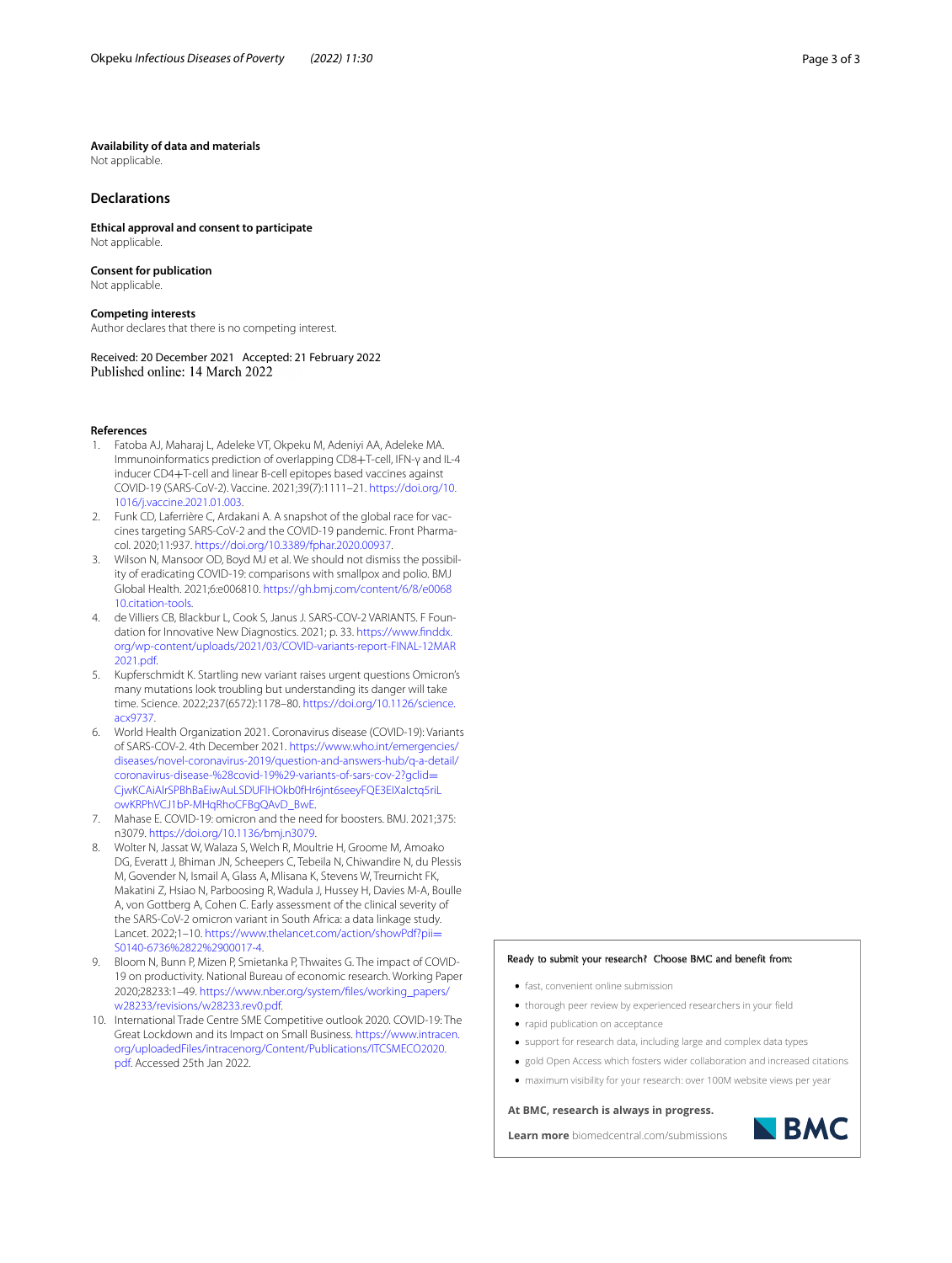**Availability of data and materials**
Not applicable.

## Declarations

**Ethical approval and consent to participate**
Not applicable.

**Consent for publication**
Not applicable.

**Competing interests**
Author declares that there is no competing interest.

Received: 20 December 2021 Accepted: 21 February 2022
Published online: 14 March 2022

### References

1. Fatoba AJ, Maharaj L, Adeleke VT, Okpeku M, Adeniyi AA, Adeleke MA. Immunoinformatics prediction of overlapping CD8+T-cell, IFN-γ and IL-4 inducer CD4+T-cell and linear B-cell epitopes based vaccines against COVID-19 (SARS-CoV-2). Vaccine. 2021;39(7):1111–21. https://doi.org/10.1016/j.vaccine.2021.01.003.
2. Funk CD, Laferrière C, Ardakani A. A snapshot of the global race for vaccines targeting SARS-CoV-2 and the COVID-19 pandemic. Front Pharmacol. 2020;11:937. https://doi.org/10.3389/fphar.2020.00937.
3. Wilson N, Mansoor OD, Boyd MJ et al. We should not dismiss the possibility of eradicating COVID-19: comparisons with smallpox and polio. BMJ Global Health. 2021;6:e006810. https://gh.bmj.com/content/6/8/e006810.citation-tools.
4. de Villiers CB, Blackbur L, Cook S, Janus J. SARS-COV-2 VARIANTS. F Foundation for Innovative New Diagnostics. 2021; p. 33. https://www.finddx.org/wp-content/uploads/2021/03/COVID-variants-report-FINAL-12MAR2021.pdf.
5. Kupferschmidt K. Startling new variant raises urgent questions Omicron's many mutations look troubling but understanding its danger will take time. Science. 2022;237(6572):1178–80. https://doi.org/10.1126/science.acx9737.
6. World Health Organization 2021. Coronavirus disease (COVID-19): Variants of SARS-COV-2. 4th December 2021. https://www.who.int/emergencies/diseases/novel-coronavirus-2019/question-and-answers-hub/q-a-detail/coronavirus-disease-%28covid-19%29-variants-of-sars-cov-2?gclid=CjwKCAiAlrSPBhBaEiwAuLSDUFlHOkb0fHr6jnt6seeyFQE3ElXalctq5riLowKRPhVCJ1bP-MHqRhoCFBgQAvD_BwE.
7. Mahase E. COVID-19: omicron and the need for boosters. BMJ. 2021;375:n3079. https://doi.org/10.1136/bmj.n3079.
8. Wolter N, Jassat W, Walaza S, Welch R, Moultrie H, Groome M, Amoako DG, Everatt J, Bhiman JN, Scheepers C, Tebeila N, Chiwandire N, du Plessis M, Govender N, Ismail A, Glass A, Mlisana K, Stevens W, Treurnicht FK, Makatini Z, Hsiao N, Parboosing R, Wadula J, Hussey H, Davies M-A, Boulle A, von Gottberg A, Cohen C. Early assessment of the clinical severity of the SARS-CoV-2 omicron variant in South Africa: a data linkage study. Lancet. 2022;1–10. https://www.thelancet.com/action/showPdf?pii=S0140-6736%2822%2900017-4.
9. Bloom N, Bunn P, Mizen P, Smietanka P, Thwaites G. The impact of COVID-19 on productivity. National Bureau of economic research. Working Paper 2020;28233:1–49. https://www.nber.org/system/files/working_papers/w28233/revisions/w28233.rev0.pdf.
10. International Trade Centre SME Competitive outlook 2020. COVID-19: The Great Lockdown and its Impact on Small Business. https://www.intracen.org/uploadedFiles/intracenorg/Content/Publications/ITCSMECO2020.pdf. Accessed 25th Jan 2022.

Ready to submit your research? Choose BMC and benefit from:

- fast, convenient online submission
- thorough peer review by experienced researchers in your field
- rapid publication on acceptance
- support for research data, including large and complex data types
- gold Open Access which fosters wider collaboration and increased citations
- maximum visibility for your research: over 100M website views per year

**At BMC, research is always in progress.**

**Learn more** biomedcentral.com/submissions

BMC